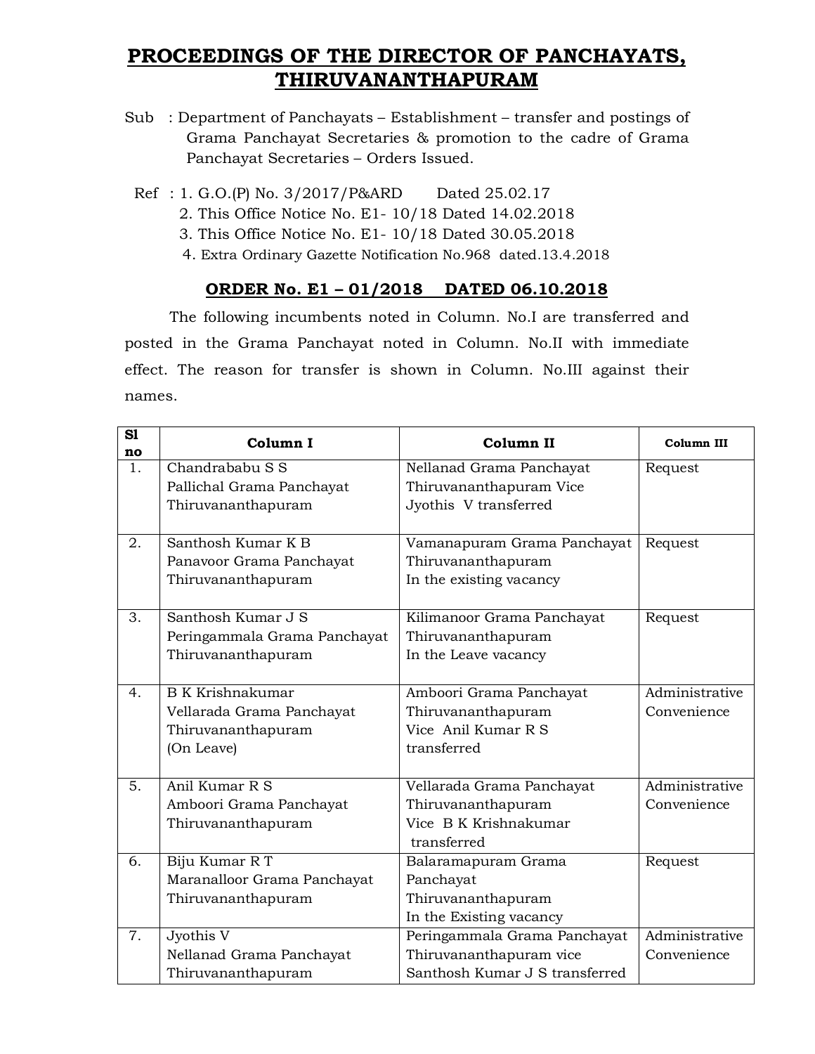# PROCEEDINGS OF THE DIRECTOR OF PANCHAYATS, THIRUVANANTHAPURAM

Sub : Department of Panchayats – Establishment – transfer and postings of Grama Panchayat Secretaries & promotion to the cadre of Grama Panchayat Secretaries – Orders Issued.

Ref : 1. G.O.(P) No. 3/2017/P&ARD Dated 25.02.17
2. This Office Notice No. E1- 10/18 Dated 14.02.2018
3. This Office Notice No. E1- 10/18 Dated 30.05.2018
4. Extra Ordinary Gazette Notification No.968 dated.13.4.2018

## ORDER No. E1 – 01/2018 DATED 06.10.2018

The following incumbents noted in Column. No.I are transferred and posted in the Grama Panchayat noted in Column. No.II with immediate effect. The reason for transfer is shown in Column. No.III against their names.

| Sl no | Column I | Column II | Column III |
|---|---|---|---|
| 1. | Chandrababu S S<br>Pallichal Grama Panchayat<br>Thiruvananthapuram | Nellanad Grama Panchayat<br>Thiruvananthapuram Vice<br>Jyothis V transferred | Request |
| 2. | Santhosh Kumar K B<br>Panavoor Grama Panchayat<br>Thiruvananthapuram | Vamanapuram Grama Panchayat<br>Thiruvananthapuram<br>In the existing vacancy | Request |
| 3. | Santhosh Kumar J S<br>Peringammala Grama Panchayat<br>Thiruvananthapuram | Kilimanoor Grama Panchayat<br>Thiruvananthapuram<br>In the Leave vacancy | Request |
| 4. | B K Krishnakumar<br>Vellarada Grama Panchayat<br>Thiruvananthapuram<br>(On Leave) | Amboori Grama Panchayat<br>Thiruvananthapuram<br>Vice Anil Kumar R S<br>transferred | Administrative Convenience |
| 5. | Anil Kumar R S<br>Amboori Grama Panchayat<br>Thiruvananthapuram | Vellarada Grama Panchayat<br>Thiruvananthapuram<br>Vice B K Krishnakumar<br>transferred | Administrative Convenience |
| 6. | Biju Kumar R T<br>Maranalloor Grama Panchayat<br>Thiruvananthapuram | Balaramapuram Grama<br>Panchayat<br>Thiruvananthapuram<br>In the Existing vacancy | Request |
| 7. | Jyothis V<br>Nellanad Grama Panchayat<br>Thiruvananthapuram | Peringammala Grama Panchayat<br>Thiruvananthapuram vice<br>Santhosh Kumar J S transferred | Administrative Convenience |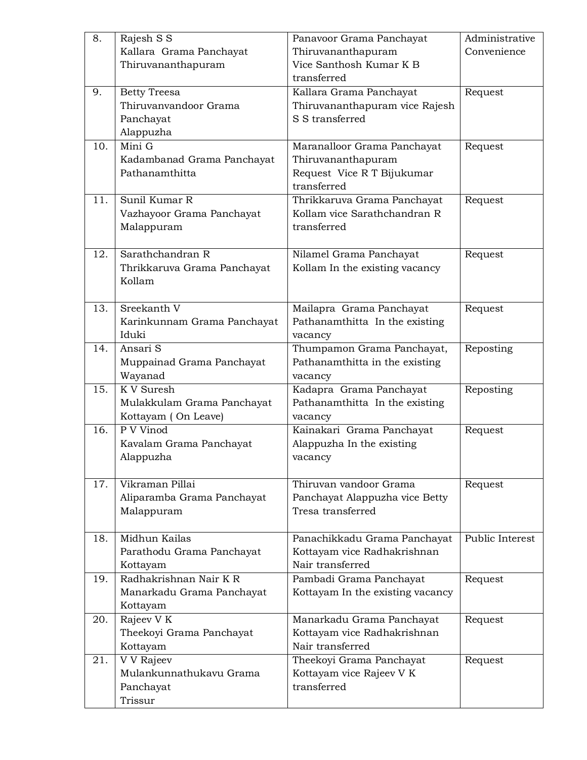| 8. | Rajesh S S<br>Kallara Grama Panchayat<br>Thiruvananthapuram | Panavoor Grama Panchayat<br>Thiruvananthapuram<br>Vice Santhosh Kumar K B transferred | Administrative Convenience |
|---|---|---|---|
| 9. | Betty Treesa<br>Thiruvanvandoor Grama Panchayat<br>Alappuzha | Kallara Grama Panchayat Thiruvananthapuram vice Rajesh S S transferred | Request |
| 10. | Mini G<br>Kadambanad Grama Panchayat<br>Pathanamthitta | Maranalloor Grama Panchayat Thiruvananthapuram<br>Request Vice R T Bijukumar transferred | Request |
| 11. | Sunil Kumar R<br>Vazhayoor Grama Panchayat<br>Malappuram | Thrikkaruva Grama Panchayat Kollam vice Sarathchandran R transferred | Request |
| 12. | Sarathchandran R<br>Thrikkaruva Grama Panchayat<br>Kollam | Nilamel Grama Panchayat Kollam In the existing vacancy | Request |
| 13. | Sreekanth V<br>Karinkunnam Grama Panchayat<br>Iduki | Mailapra Grama Panchayat Pathanamthitta In the existing vacancy | Request |
| 14. | Ansari S<br>Muppainad Grama Panchayat<br>Wayanad | Thumpamon Grama Panchayat, Pathanamthitta in the existing vacancy | Reposting |
| 15. | K V Suresh<br>Mulakkulam Grama Panchayat<br>Kottayam ( On Leave) | Kadapra Grama Panchayat Pathanamthitta In the existing vacancy | Reposting |
| 16. | P V Vinod<br>Kavalam Grama Panchayat<br>Alappuzha | Kainakari Grama Panchayat Alappuzha In the existing vacancy | Request |
| 17. | Vikraman Pillai<br>Aliparamba Grama Panchayat<br>Malappuram | Thiruvan vandoor Grama Panchayat Alappuzha vice Betty Tresa transferred | Request |
| 18. | Midhun Kailas<br>Parathodu Grama Panchayat<br>Kottayam | Panachikkadu Grama Panchayat Kottayam vice Radhakrishnan Nair transferred | Public Interest |
| 19. | Radhakrishnan Nair K R<br>Manarkadu Grama Panchayat<br>Kottayam | Pambadi Grama Panchayat Kottayam In the existing vacancy | Request |
| 20. | Rajeev V K<br>Theekoyi Grama Panchayat<br>Kottayam | Manarkadu Grama Panchayat Kottayam vice Radhakrishnan Nair transferred | Request |
| 21. | V V Rajeev<br>Mulankunnathukavu Grama Panchayat<br>Trissur | Theekoyi Grama Panchayat Kottayam vice Rajeev V K transferred | Request |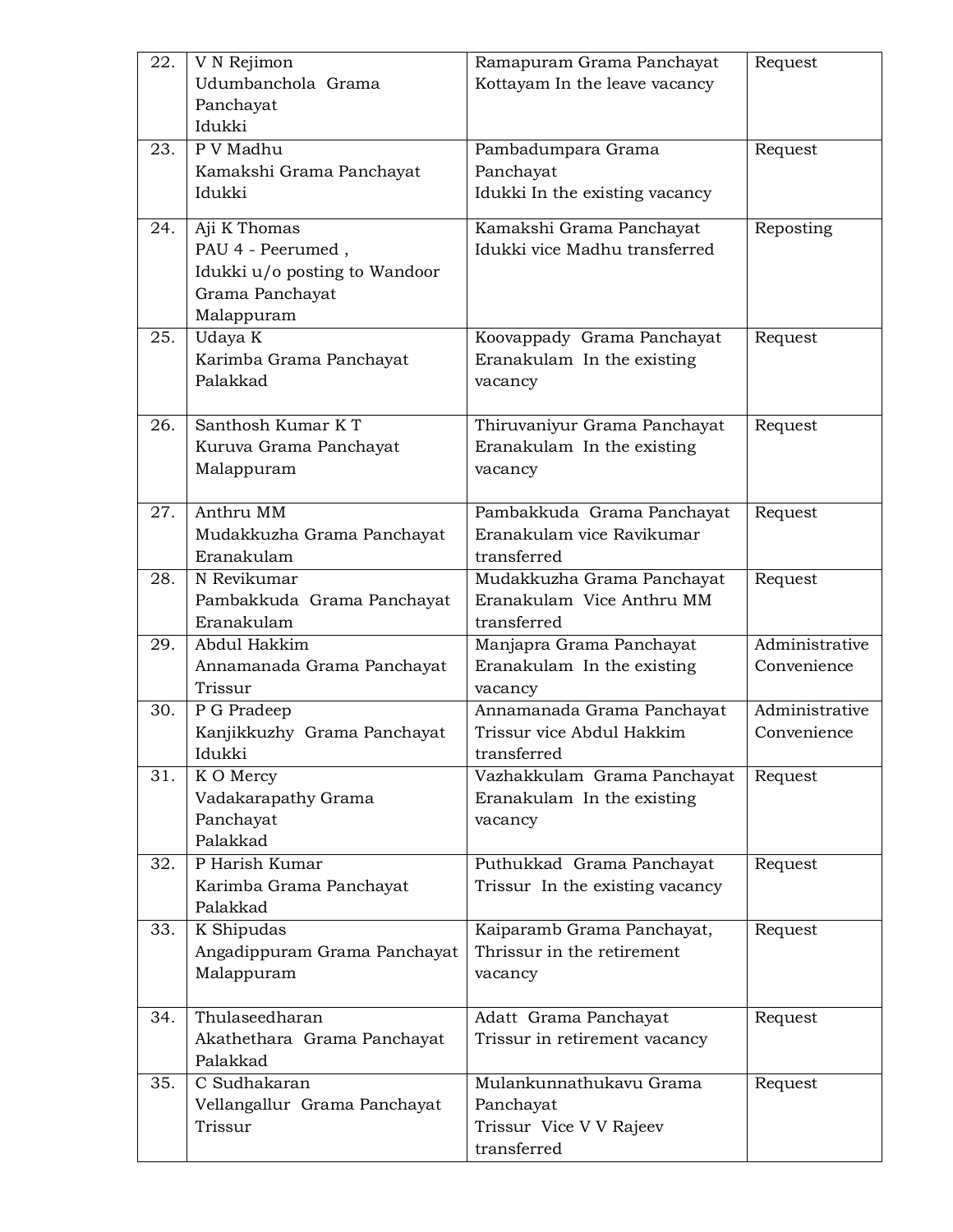| | | | |
|---|---|---|---|
| 22. | V N Rejimon<br>Udumbanchola Grama Panchayat<br>Idukki | Ramapuram Grama Panchayat Kottayam In the leave vacancy | Request |
| 23. | P V Madhu<br>Kamakshi Grama Panchayat<br>Idukki | Pambadumpara Grama Panchayat<br>Idukki In the existing vacancy | Request |
| 24. | Aji K Thomas<br>PAU 4 - Peerumed ,<br>Idukki u/o posting to Wandoor Grama Panchayat<br>Malappuram | Kamakshi Grama Panchayat Idukki vice Madhu transferred | Reposting |
| 25. | Udaya K<br>Karimba Grama Panchayat<br>Palakkad | Koovappady Grama Panchayat Eranakulam In the existing vacancy | Request |
| 26. | Santhosh Kumar K T<br>Kuruva Grama Panchayat<br>Malappuram | Thiruvaniyur Grama Panchayat Eranakulam In the existing vacancy | Request |
| 27. | Anthru MM<br>Mudakkuzha Grama Panchayat<br>Eranakulam | Pambakkuda Grama Panchayat Eranakulam vice Ravikumar transferred | Request |
| 28. | N Revikumar<br>Pambakkuda Grama Panchayat<br>Eranakulam | Mudakkuzha Grama Panchayat Eranakulam Vice Anthru MM transferred | Request |
| 29. | Abdul Hakkim<br>Annamanada Grama Panchayat<br>Trissur | Manjapra Grama Panchayat Eranakulam In the existing vacancy | Administrative Convenience |
| 30. | P G Pradeep<br>Kanjikkuzhy Grama Panchayat<br>Idukki | Annamanada Grama Panchayat Trissur vice Abdul Hakkim transferred | Administrative Convenience |
| 31. | K O Mercy<br>Vadakarapathy Grama Panchayat<br>Palakkad | Vazhakkulam Grama Panchayat Eranakulam In the existing vacancy | Request |
| 32. | P Harish Kumar<br>Karimba Grama Panchayat<br>Palakkad | Puthukkad Grama Panchayat Trissur In the existing vacancy | Request |
| 33. | K Shipudas<br>Angadippuram Grama Panchayat<br>Malappuram | Kaiparamb Grama Panchayat, Thrissur in the retirement vacancy | Request |
| 34. | Thulaseedharan<br>Akathethara Grama Panchayat<br>Palakkad | Adatt Grama Panchayat Trissur in retirement vacancy | Request |
| 35. | C Sudhakaran<br>Vellangallur Grama Panchayat<br>Trissur | Mulankunnathukavu Grama Panchayat<br>Trissur Vice V V Rajeev transferred | Request |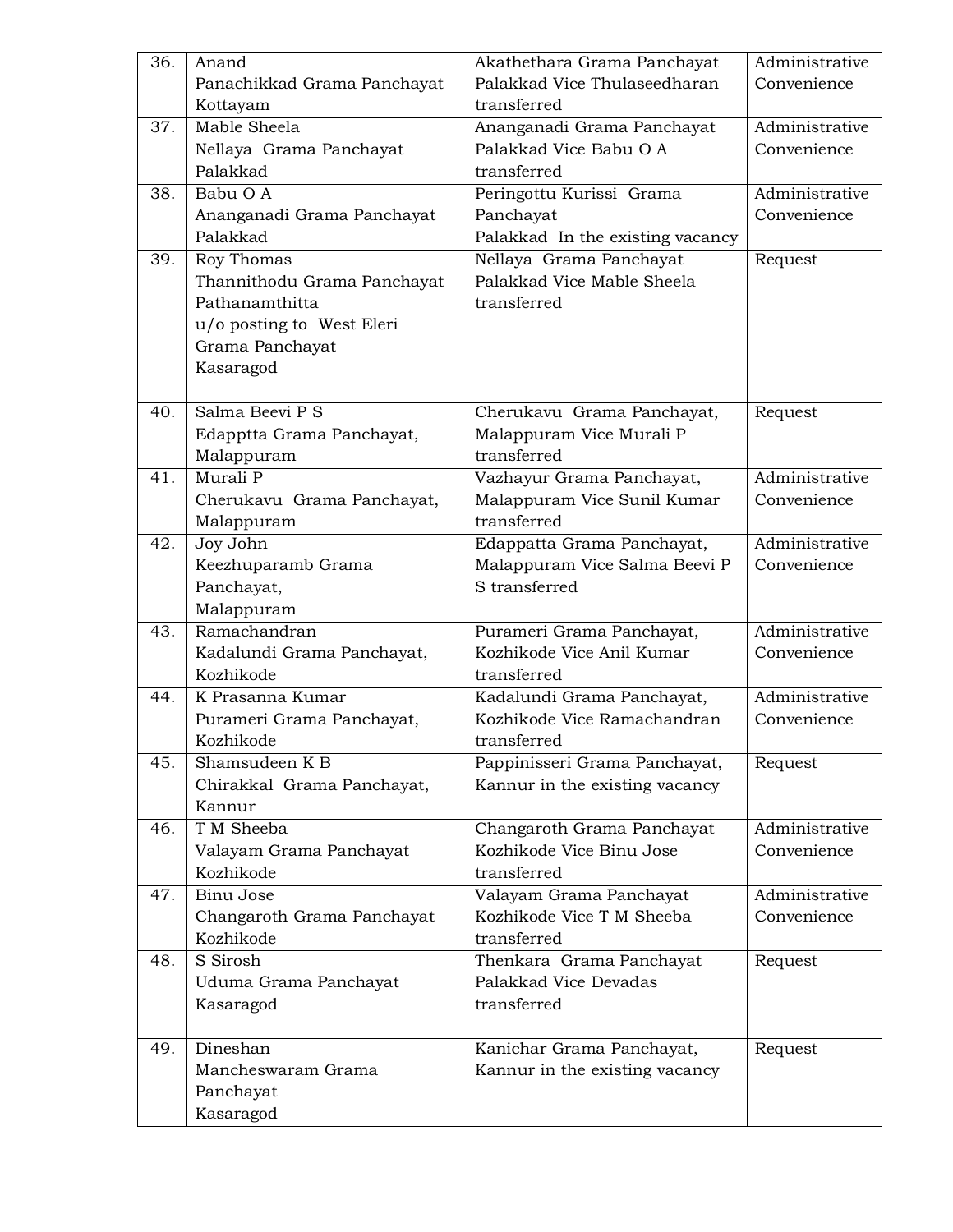| 36. | Anand<br>Panachikkad Grama Panchayat<br>Kottayam | Akathethara Grama Panchayat<br>Palakkad Vice Thulaseedharan<br>transferred | Administrative<br>Convenience |
|---|---|---|---|
| 37. | Mable Sheela<br>Nellaya Grama Panchayat<br>Palakkad | Ananganadi Grama Panchayat<br>Palakkad Vice Babu O A<br>transferred | Administrative<br>Convenience |
| 38. | Babu O A<br>Ananganadi Grama Panchayat<br>Palakkad | Peringottu Kurissi Grama<br>Panchayat<br>Palakkad In the existing vacancy | Administrative<br>Convenience |
| 39. | Roy Thomas<br>Thannithodu Grama Panchayat<br>Pathanamthitta<br>u/o posting to West Eleri<br>Grama Panchayat<br>Kasaragod | Nellaya Grama Panchayat<br>Palakkad Vice Mable Sheela<br>transferred | Request |
| 40. | Salma Beevi P S<br>Edapptta Grama Panchayat,<br>Malappuram | Cherukavu Grama Panchayat,<br>Malappuram Vice Murali P<br>transferred | Request |
| 41. | Murali P<br>Cherukavu Grama Panchayat,<br>Malappuram | Vazhayur Grama Panchayat,<br>Malappuram Vice Sunil Kumar<br>transferred | Administrative<br>Convenience |
| 42. | Joy John<br>Keezhuparamb Grama<br>Panchayat,<br>Malappuram | Edappatta Grama Panchayat,<br>Malappuram Vice Salma Beevi P<br>S transferred | Administrative<br>Convenience |
| 43. | Ramachandran<br>Kadalundi Grama Panchayat,<br>Kozhikode | Purameri Grama Panchayat,<br>Kozhikode Vice Anil Kumar<br>transferred | Administrative<br>Convenience |
| 44. | K Prasanna Kumar<br>Purameri Grama Panchayat,<br>Kozhikode | Kadalundi Grama Panchayat,<br>Kozhikode Vice Ramachandran<br>transferred | Administrative<br>Convenience |
| 45. | Shamsudeen K B<br>Chirakkal Grama Panchayat,<br>Kannur | Pappinisseri Grama Panchayat,<br>Kannur in the existing vacancy | Request |
| 46. | T M Sheeba<br>Valayam Grama Panchayat<br>Kozhikode | Changaroth Grama Panchayat<br>Kozhikode Vice Binu Jose<br>transferred | Administrative<br>Convenience |
| 47. | Binu Jose<br>Changaroth Grama Panchayat<br>Kozhikode | Valayam Grama Panchayat<br>Kozhikode Vice T M Sheeba<br>transferred | Administrative<br>Convenience |
| 48. | S Sirosh<br>Uduma Grama Panchayat<br>Kasaragod | Thenkara Grama Panchayat<br>Palakkad Vice Devadas<br>transferred | Request |
| 49. | Dineshan<br>Mancheswaram Grama<br>Panchayat<br>Kasaragod | Kanichar Grama Panchayat,<br>Kannur in the existing vacancy | Request |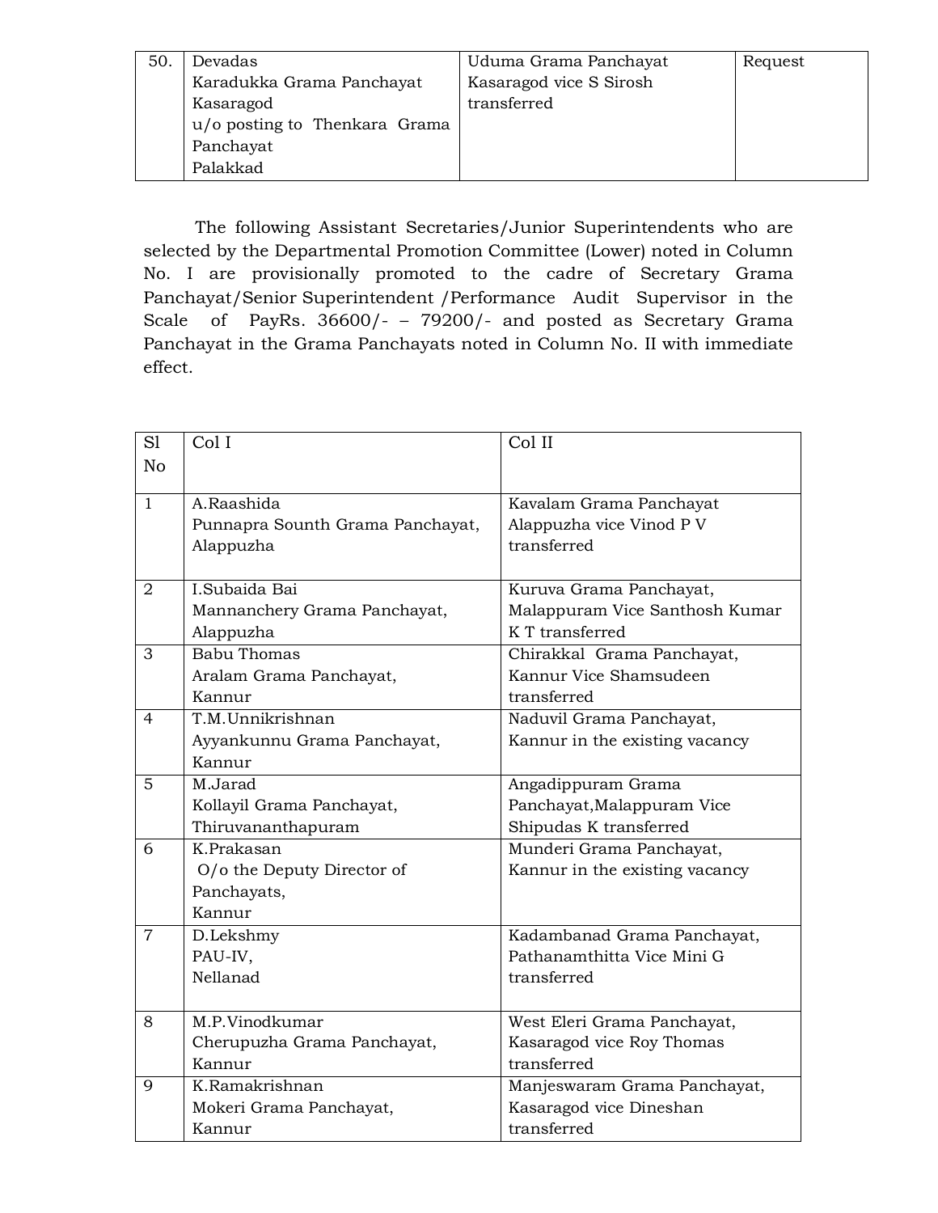| 50. | Devadas Karadukka Grama Panchayat Kasaragod u/o posting to Thenkara Grama Panchayat Palakkad | Uduma Grama Panchayat Kasaragod vice S Sirosh transferred | Request |
|---|---|---|---|

The following Assistant Secretaries/Junior Superintendents who are selected by the Departmental Promotion Committee (Lower) noted in Column No. I are provisionally promoted to the cadre of Secretary Grama Panchayat/Senior Superintendent /Performance Audit Supervisor in the Scale of PayRs. 36600/- – 79200/- and posted as Secretary Grama Panchayat in the Grama Panchayats noted in Column No. II with immediate effect.

| Sl No | Col I | Col II |
|---|---|---|
| 1 | A.Raashida Punnapra Sounth Grama Panchayat, Alappuzha | Kavalam Grama Panchayat Alappuzha vice Vinod P V transferred |
| 2 | I.Subaida Bai Mannanchery Grama Panchayat, Alappuzha | Kuruva Grama Panchayat, Malappuram Vice Santhosh Kumar K T transferred |
| 3 | Babu Thomas Aralam Grama Panchayat, Kannur | Chirakkal Grama Panchayat, Kannur Vice Shamsudeen transferred |
| 4 | T.M.Unnikrishnan Ayyankunnu Grama Panchayat, Kannur | Naduvil Grama Panchayat, Kannur in the existing vacancy |
| 5 | M.Jarad Kollayil Grama Panchayat, Thiruvananthapuram | Angadippuram Grama Panchayat,Malappuram Vice Shipudas K transferred |
| 6 | K.Prakasan O/o the Deputy Director of Panchayats, Kannur | Munderi Grama Panchayat, Kannur in the existing vacancy |
| 7 | D.Lekshmy PAU-IV, Nellanad | Kadambanad Grama Panchayat, Pathanamthitta Vice Mini G transferred |
| 8 | M.P.Vinodkumar Cherupuzha Grama Panchayat, Kannur | West Eleri Grama Panchayat, Kasaragod vice Roy Thomas transferred |
| 9 | K.Ramakrishnan Mokeri Grama Panchayat, Kannur | Manjeswaram Grama Panchayat, Kasaragod vice Dineshan transferred |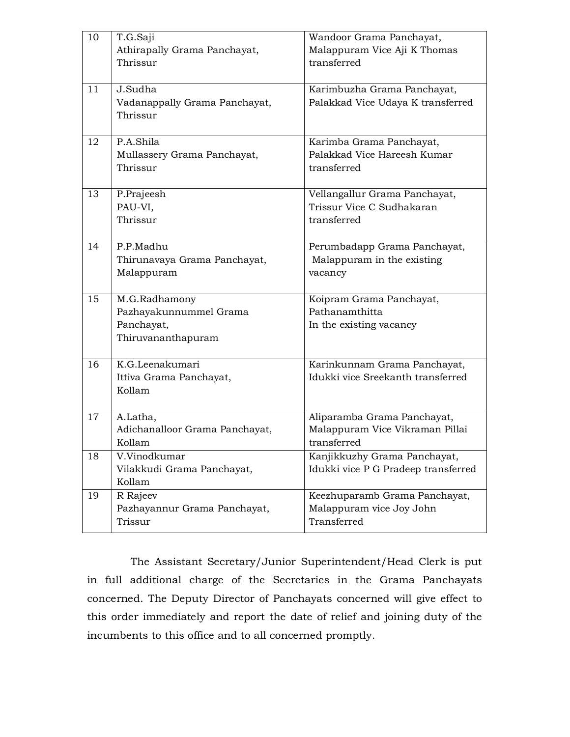| 10 | T.G.Saji<br>Athirapally Grama Panchayat,<br>Thrissur | Wandoor Grama Panchayat,<br>Malappuram Vice Aji K Thomas<br>transferred |
|---|---|---|
| 11 | J.Sudha<br>Vadanappally Grama Panchayat,<br>Thrissur | Karimbuzha Grama Panchayat,<br>Palakkad Vice Udaya K transferred |
| 12 | P.A.Shila<br>Mullassery Grama Panchayat,<br>Thrissur | Karimba Grama Panchayat,<br>Palakkad Vice Hareesh Kumar<br>transferred |
| 13 | P.Prajeesh<br>PAU-VI,<br>Thrissur | Vellangallur Grama Panchayat,<br>Trissur Vice C Sudhakaran<br>transferred |
| 14 | P.P.Madhu<br>Thirunavaya Grama Panchayat,<br>Malappuram | Perumbadapp Grama Panchayat,<br>Malappuram in the existing<br>vacancy |
| 15 | M.G.Radhamony<br>Pazhayakunnummel Grama<br>Panchayat,<br>Thiruvananthapuram | Koipram Grama Panchayat,<br>Pathanamthitta<br>In the existing vacancy |
| 16 | K.G.Leenakumari<br>Ittiva Grama Panchayat,<br>Kollam | Karinkunnam Grama Panchayat,<br>Idukki vice Sreekanth transferred |
| 17 | A.Latha,<br>Adichanalloor Grama Panchayat,<br>Kollam | Aliparamba Grama Panchayat,<br>Malappuram Vice Vikraman Pillai<br>transferred |
| 18 | V.Vinodkumar<br>Vilakkudi Grama Panchayat,<br>Kollam | Kanjikkuzhy Grama Panchayat,<br>Idukki vice P G Pradeep transferred |
| 19 | R Rajeev<br>Pazhayannur Grama Panchayat,<br>Trissur | Keezhuparamb Grama Panchayat,<br>Malappuram vice Joy John<br>Transferred |

The Assistant Secretary/Junior Superintendent/Head Clerk is put in full additional charge of the Secretaries in the Grama Panchayats concerned. The Deputy Director of Panchayats concerned will give effect to this order immediately and report the date of relief and joining duty of the incumbents to this office and to all concerned promptly.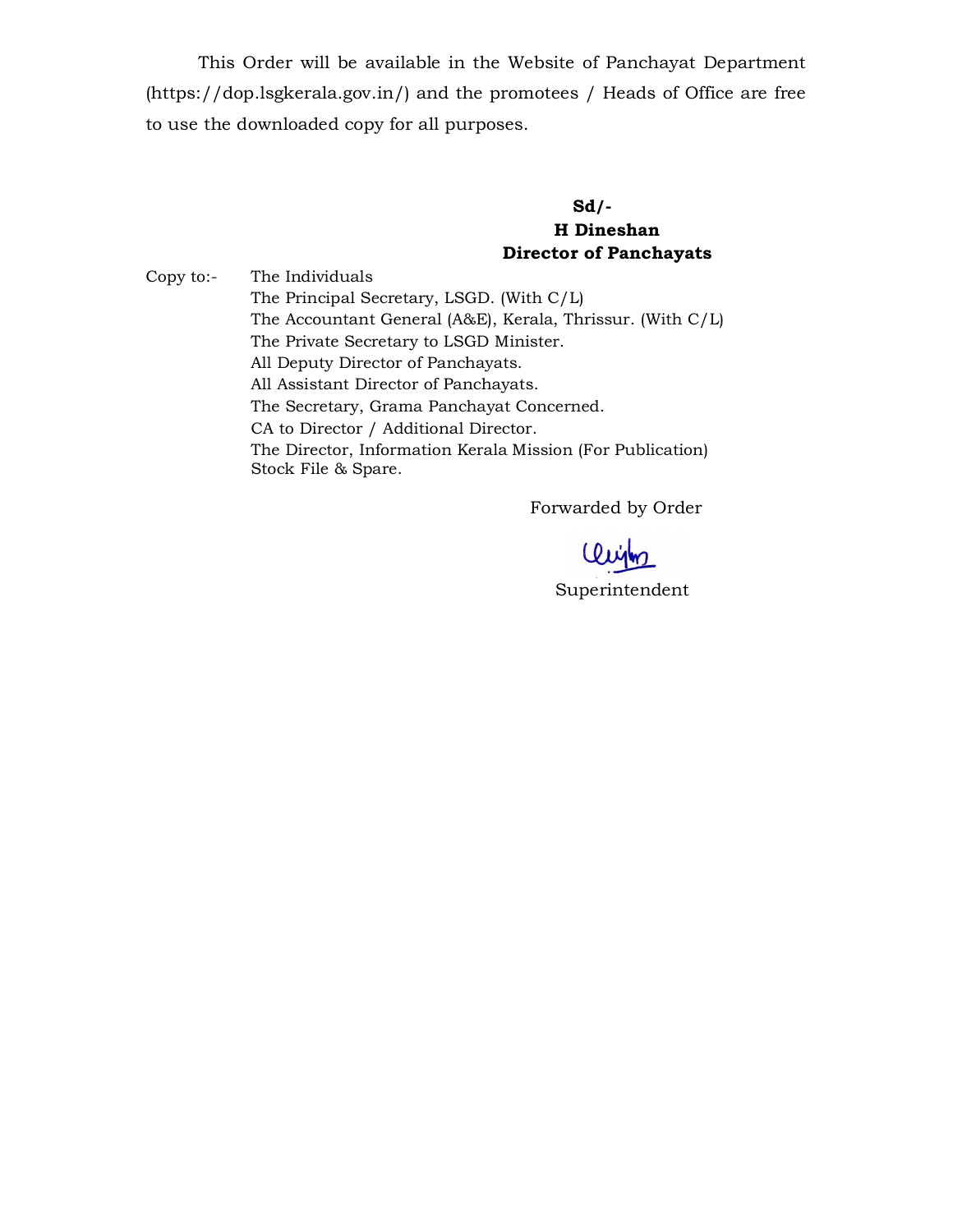This Order will be available in the Website of Panchayat Department (https://dop.lsgkerala.gov.in/) and the promotees / Heads of Office are free to use the downloaded copy for all purposes.

**Sd/-**
**H Dineshan**
**Director of Panchayats**

Copy to:-

- The Individuals
- The Principal Secretary, LSGD. (With C/L)
- The Accountant General (A&E), Kerala, Thrissur. (With C/L)
- The Private Secretary to LSGD Minister.
- All Deputy Director of Panchayats.
- All Assistant Director of Panchayats.
- The Secretary, Grama Panchayat Concerned.
- CA to Director / Additional Director.
- The Director, Information Kerala Mission (For Publication)
- Stock File & Spare.

Forwarded by Order

Superintendent